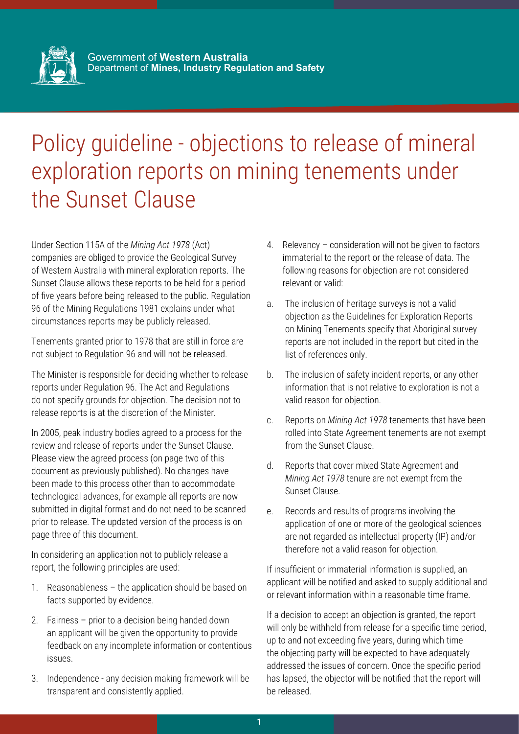Government of **Western Australia**
Department of **Mines, Industry Regulation and Safety**

# Policy guideline - objections to release of mineral exploration reports on mining tenements under the Sunset Clause

Under Section 115A of the *Mining Act 1978* (Act) companies are obliged to provide the Geological Survey of Western Australia with mineral exploration reports. The Sunset Clause allows these reports to be held for a period of five years before being released to the public. Regulation 96 of the Mining Regulations 1981 explains under what circumstances reports may be publicly released.

Tenements granted prior to 1978 that are still in force are not subject to Regulation 96 and will not be released.

The Minister is responsible for deciding whether to release reports under Regulation 96. The Act and Regulations do not specify grounds for objection. The decision not to release reports is at the discretion of the Minister.

In 2005, peak industry bodies agreed to a process for the review and release of reports under the Sunset Clause. Please view the agreed process (on page two of this document as previously published). No changes have been made to this process other than to accommodate technological advances, for example all reports are now submitted in digital format and do not need to be scanned prior to release. The updated version of the process is on page three of this document.

In considering an application not to publicly release a report, the following principles are used:

1. Reasonableness – the application should be based on facts supported by evidence.
2. Fairness – prior to a decision being handed down an applicant will be given the opportunity to provide feedback on any incomplete information or contentious issues.
3. Independence - any decision making framework will be transparent and consistently applied.
4. Relevancy – consideration will not be given to factors immaterial to the report or the release of data. The following reasons for objection are not considered relevant or valid:

    a. The inclusion of heritage surveys is not a valid objection as the Guidelines for Exploration Reports on Mining Tenements specify that Aboriginal survey reports are not included in the report but cited in the list of references only.

    b. The inclusion of safety incident reports, or any other information that is not relative to exploration is not a valid reason for objection.

    c. Reports on *Mining Act 1978* tenements that have been rolled into State Agreement tenements are not exempt from the Sunset Clause.

    d. Reports that cover mixed State Agreement and *Mining Act 1978* tenure are not exempt from the Sunset Clause.

    e. Records and results of programs involving the application of one or more of the geological sciences are not regarded as intellectual property (IP) and/or therefore not a valid reason for objection.

If insufficient or immaterial information is supplied, an applicant will be notified and asked to supply additional and or relevant information within a reasonable time frame.

If a decision to accept an objection is granted, the report will only be withheld from release for a specific time period, up to and not exceeding five years, during which time the objecting party will be expected to have adequately addressed the issues of concern. Once the specific period has lapsed, the objector will be notified that the report will be released.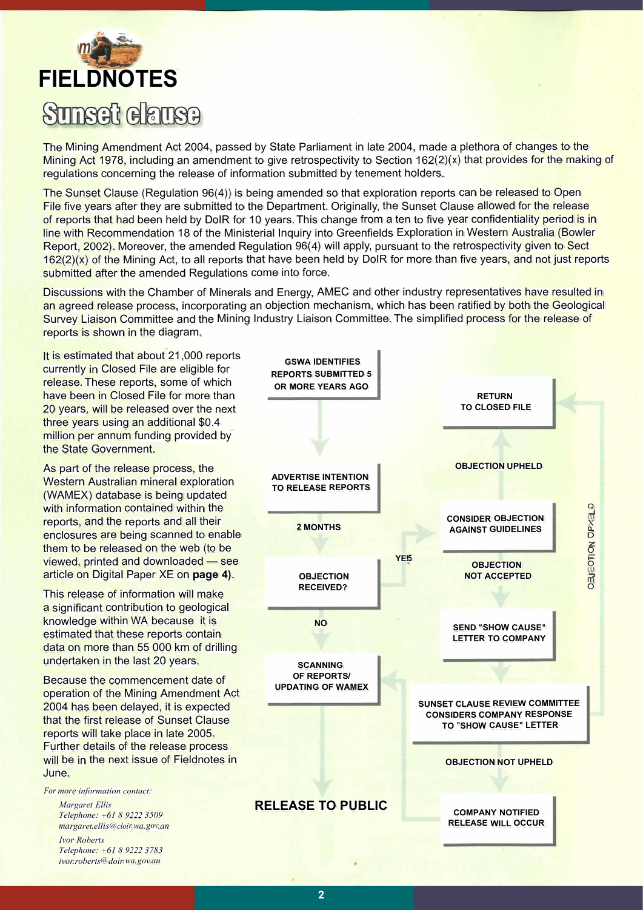# FIELDNOTES

## Sunset clause

The Mining Amendment Act 2004, passed by State Parliament in late 2004, made a plethora of changes to the Mining Act 1978, including an amendment to give retrospectivity to Section 162(2)(x) that provides for the making of regulations concerning the release of information submitted by tenement holders.

The Sunset Clause (Regulation 96(4)) is being amended so that exploration reports can be released to Open File five years after they are submitted to the Department. Originally, the Sunset Clause allowed for the release of reports that had been held by DoIR for 10 years. This change from a ten to five year confidentiality period is in line with Recommendation 18 of the Ministerial Inquiry into Greenfields Exploration in Western Australia (Bowler Report, 2002). Moreover, the amended Regulation 96(4) will apply, pursuant to the retrospectivity given to Sect 162(2)(x) of the Mining Act, to all reports that have been held by DoIR for more than five years, and not just reports submitted after the amended Regulations come into force.

Discussions with the Chamber of Minerals and Energy, AMEC and other industry representatives have resulted in an agreed release process, incorporating an objection mechanism, which has been ratified by both the Geological Survey Liaison Committee and the Mining Industry Liaison Committee. The simplified process for the release of reports is shown in the diagram.

It is estimated that about 21,000 reports currently in Closed File are eligible for release. These reports, some of which have been in Closed File for more than 20 years, will be released over the next three years using an additional $0.4 million per annum funding provided by the State Government.

As part of the release process, the Western Australian mineral exploration (WAMEX) database is being updated with information contained within the reports, and the reports and all their enclosures are being scanned to enable them to be released on the web (to be viewed, printed and downloaded — see article on Digital Paper XE on **page 4**).

This release of information will make a significant contribution to geological knowledge within WA because it is estimated that these reports contain data on more than 55 000 km of drilling undertaken in the last 20 years.

Because the commencement date of operation of the Mining Amendment Act 2004 has been delayed, it is expected that the first release of Sunset Clause reports will take place in late 2005. Further details of the release process will be in the next issue of Fieldnotes in June.

*For more information contact:*

*Margaret Ellis*
*Telephone: +61 8 9222 3509*
*margaret.ellis@doir.wa.gov.au*

*Ivor Roberts*
*Telephone: +61 8 9222 3783*
*ivor.roberts@doir.wa.gov.au*

GSWA IDENTIFIES REPORTS SUBMITTED 5 OR MORE YEARS AGO

ADVERTISE INTENTION TO RELEASE REPORTS

2 MONTHS

OBJECTION RECEIVED?

YES

NO

SCANNING OF REPORTS/ UPDATING OF WAMEX

RELEASE TO PUBLIC

CONSIDER OBJECTION AGAINST GUIDELINES

OBJECTION UPHELD

RETURN TO CLOSED FILE

OBJECTION NOT ACCEPTED

SEND "SHOW CAUSE" LETTER TO COMPANY

SUNSET CLAUSE REVIEW COMMITTEE CONSIDERS COMPANY RESPONSE TO "SHOW CAUSE" LETTER

OBJECTION UPHELD

OBJECTION NOT UPHELD

COMPANY NOTIFIED RELEASE WILL OCCUR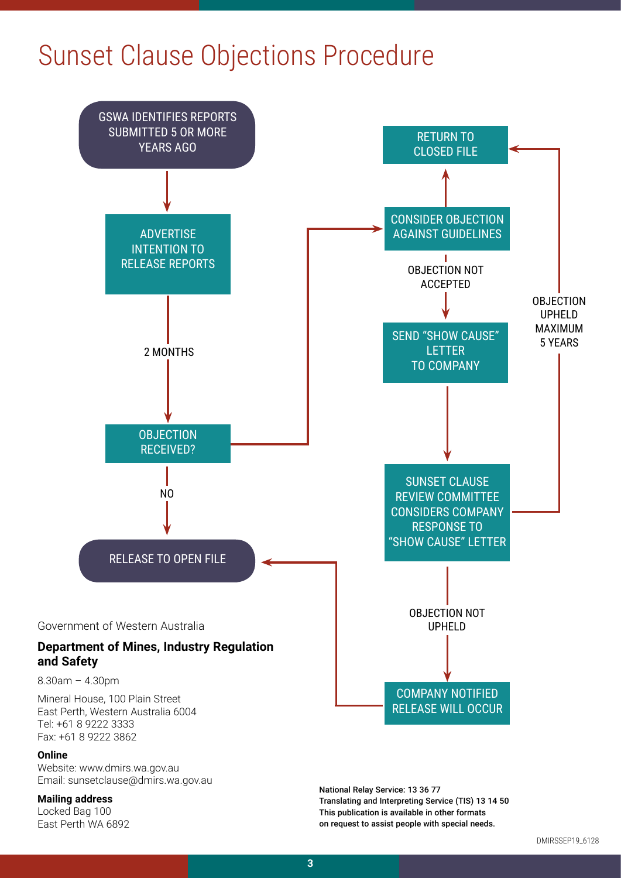# Sunset Clause Objections Procedure

GSWA IDENTIFIES REPORTS SUBMITTED 5 OR MORE YEARS AGO

ADVERTISE INTENTION TO RELEASE REPORTS

2 MONTHS

OBJECTION RECEIVED?

NO

RELEASE TO OPEN FILE

CONSIDER OBJECTION AGAINST GUIDELINES

RETURN TO CLOSED FILE

OBJECTION NOT ACCEPTED

SEND "SHOW CAUSE" LETTER TO COMPANY

OBJECTION UPHELD MAXIMUM 5 YEARS

SUNSET CLAUSE REVIEW COMMITTEE CONSIDERS COMPANY RESPONSE TO "SHOW CAUSE" LETTER

OBJECTION NOT UPHELD

COMPANY NOTIFIED RELEASE WILL OCCUR

Government of Western Australia

**Department of Mines, Industry Regulation and Safety**

8.30am – 4.30pm

Mineral House, 100 Plain Street
East Perth, Western Australia 6004
Tel: +61 8 9222 3333
Fax: +61 8 9222 3862

**Online**
Website: www.dmirs.wa.gov.au
Email: sunsetclause@dmirs.wa.gov.au

**Mailing address**
Locked Bag 100
East Perth WA 6892

**National Relay Service: 13 36 77**
**Translating and Interpreting Service (TIS) 13 14 50**
**This publication is available in other formats on request to assist people with special needs.**

DMIRSSEP19_6128